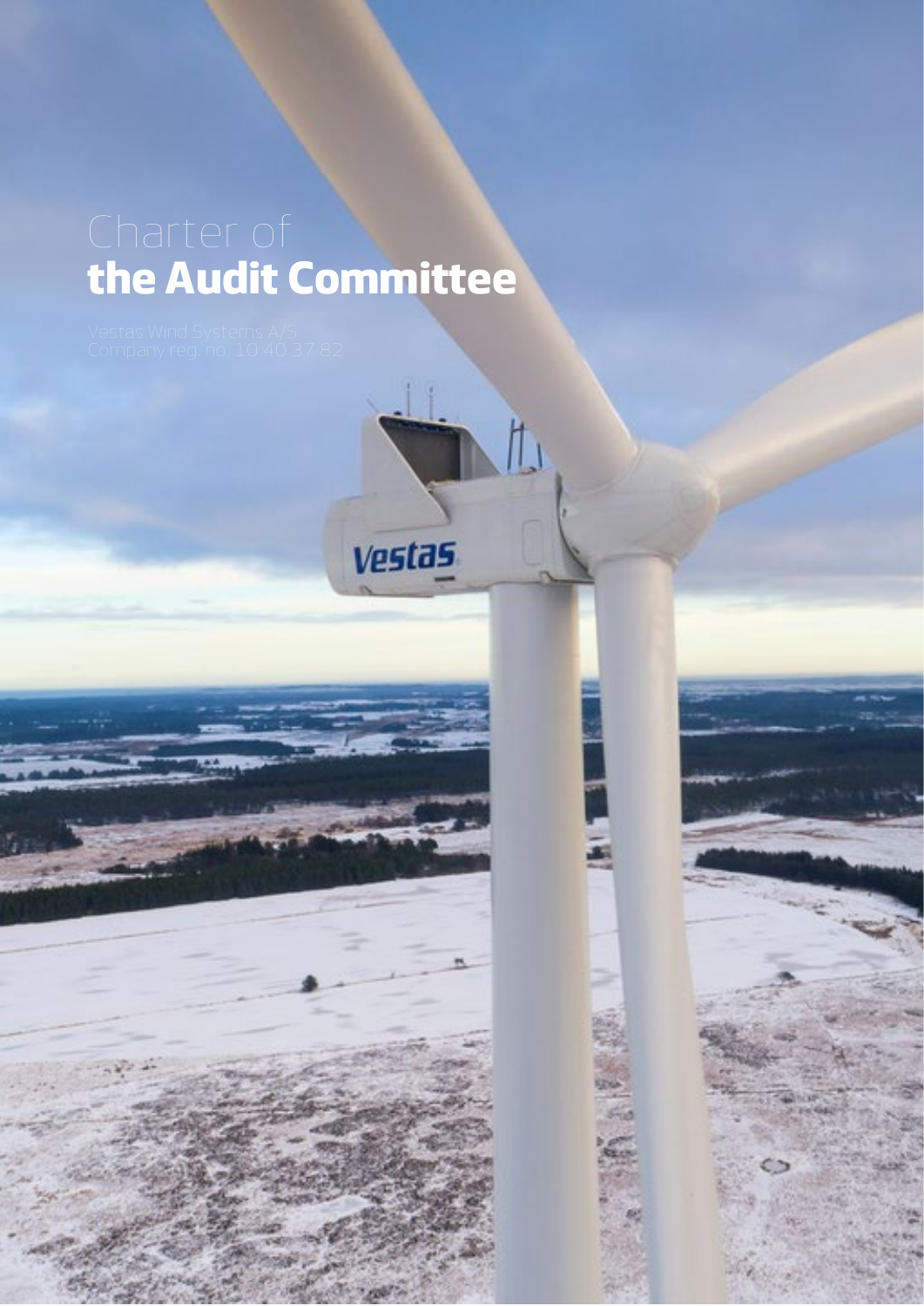# Charter of **the Audit Committee**

Vestas Wind Systems A/S
Company reg. no. 10 40 37 82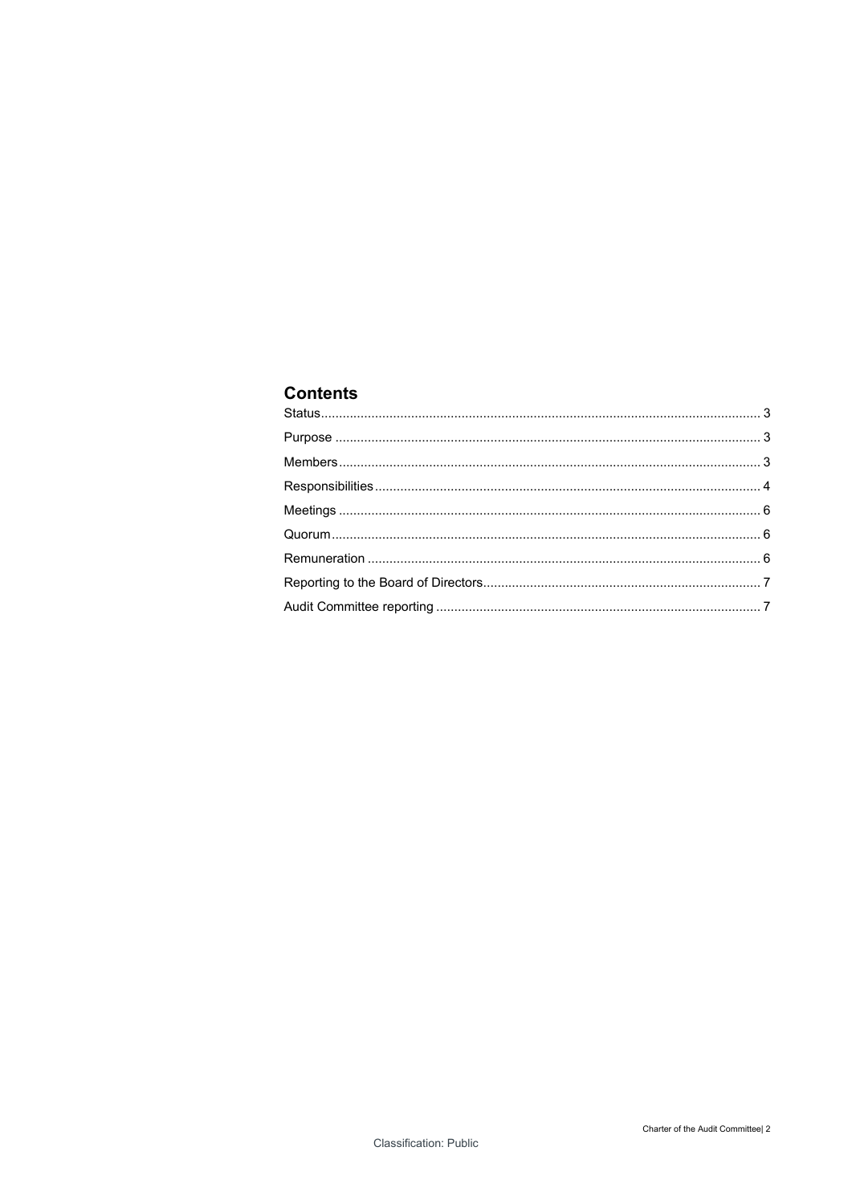## Contents

Status........................................................................................................................ 3

Purpose .................................................................................................................... 3

Members................................................................................................................... 3

Responsibilities......................................................................................................... 4

Meetings ................................................................................................................... 6

Quorum..................................................................................................................... 6

Remuneration ........................................................................................................... 6

Reporting to the Board of Directors........................................................................... 7

Audit Committee reporting ........................................................................................ 7

Classification: Public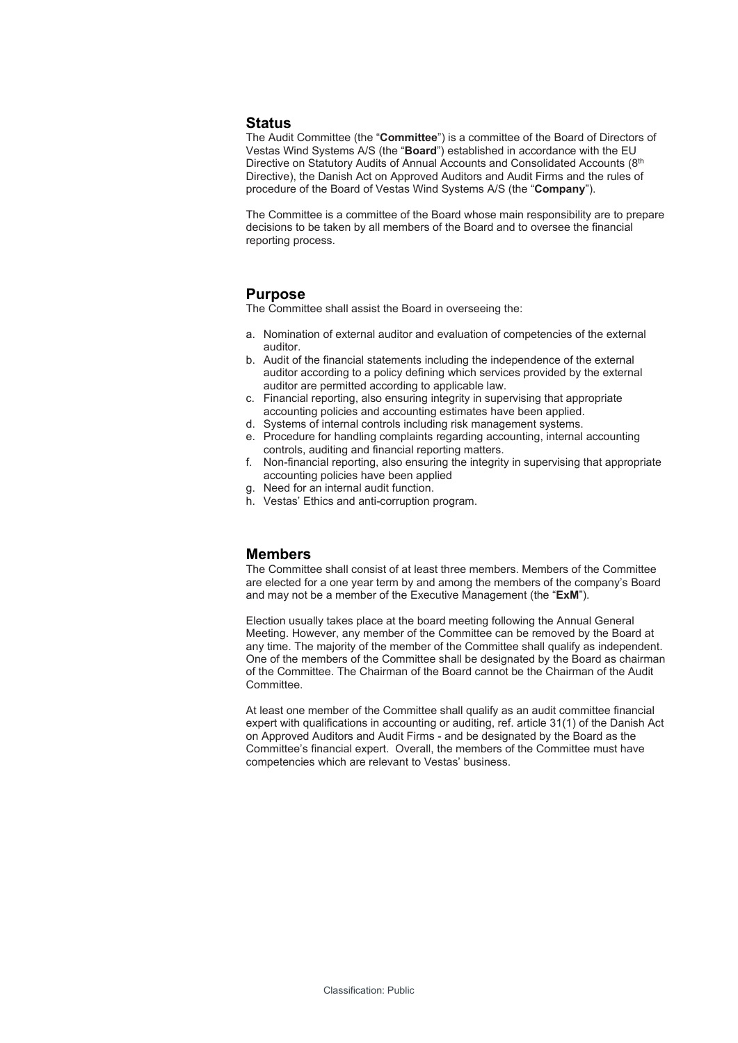## Status

The Audit Committee (the "**Committee**") is a committee of the Board of Directors of Vestas Wind Systems A/S (the "**Board**") established in accordance with the EU Directive on Statutory Audits of Annual Accounts and Consolidated Accounts (8th Directive), the Danish Act on Approved Auditors and Audit Firms and the rules of procedure of the Board of Vestas Wind Systems A/S (the "**Company**").

The Committee is a committee of the Board whose main responsibility are to prepare decisions to be taken by all members of the Board and to oversee the financial reporting process.

## Purpose

The Committee shall assist the Board in overseeing the:

a. Nomination of external auditor and evaluation of competencies of the external auditor.
b. Audit of the financial statements including the independence of the external auditor according to a policy defining which services provided by the external auditor are permitted according to applicable law.
c. Financial reporting, also ensuring integrity in supervising that appropriate accounting policies and accounting estimates have been applied.
d. Systems of internal controls including risk management systems.
e. Procedure for handling complaints regarding accounting, internal accounting controls, auditing and financial reporting matters.
f. Non-financial reporting, also ensuring the integrity in supervising that appropriate accounting policies have been applied
g. Need for an internal audit function.
h. Vestas' Ethics and anti-corruption program.

## Members

The Committee shall consist of at least three members. Members of the Committee are elected for a one year term by and among the members of the company's Board and may not be a member of the Executive Management (the "**ExM**").

Election usually takes place at the board meeting following the Annual General Meeting. However, any member of the Committee can be removed by the Board at any time. The majority of the member of the Committee shall qualify as independent. One of the members of the Committee shall be designated by the Board as chairman of the Committee. The Chairman of the Board cannot be the Chairman of the Audit Committee.

At least one member of the Committee shall qualify as an audit committee financial expert with qualifications in accounting or auditing, ref. article 31(1) of the Danish Act on Approved Auditors and Audit Firms - and be designated by the Board as the Committee's financial expert. Overall, the members of the Committee must have competencies which are relevant to Vestas' business.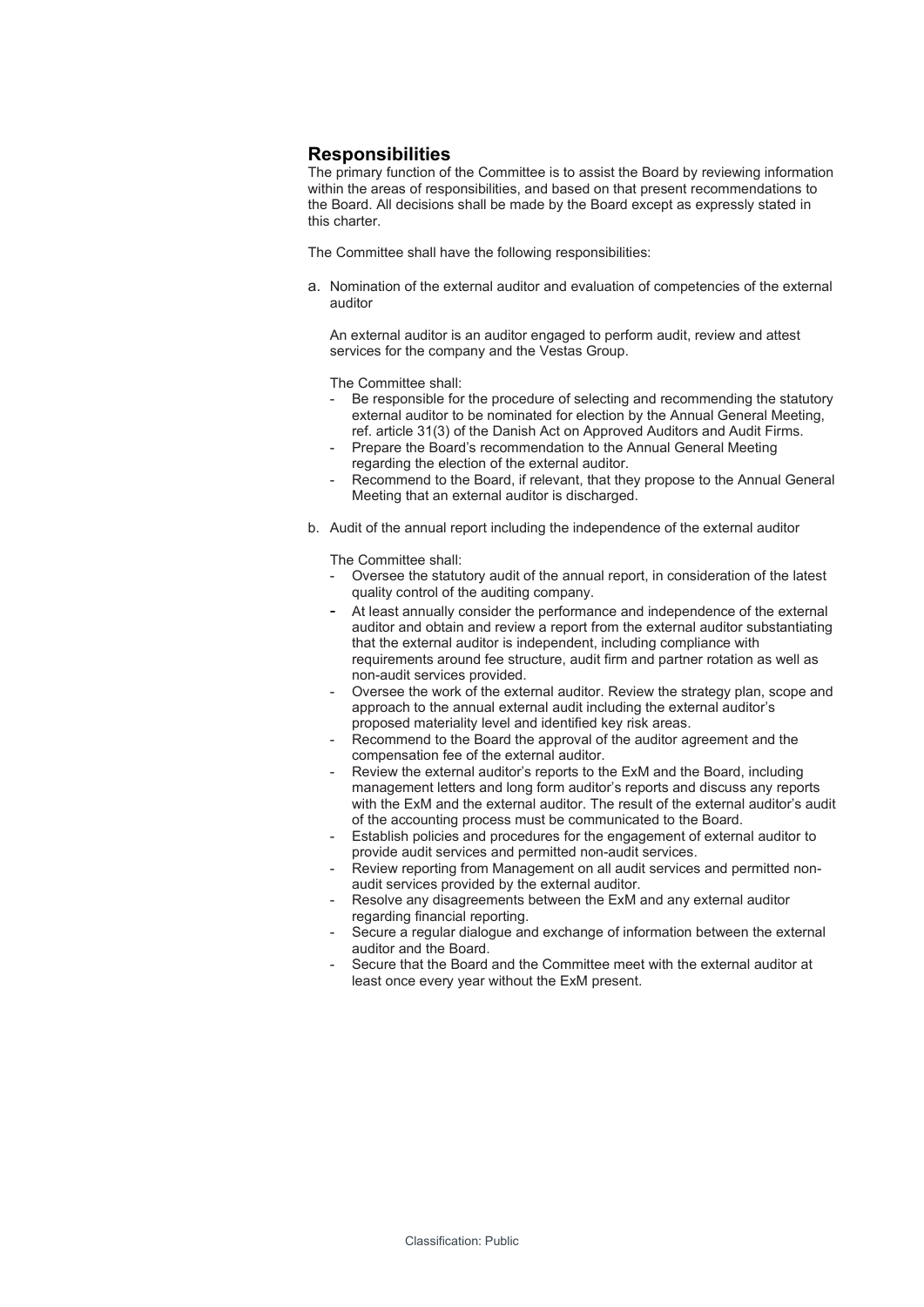## Responsibilities

The primary function of the Committee is to assist the Board by reviewing information within the areas of responsibilities, and based on that present recommendations to the Board. All decisions shall be made by the Board except as expressly stated in this charter.

The Committee shall have the following responsibilities:

a. Nomination of the external auditor and evaluation of competencies of the external auditor

   An external auditor is an auditor engaged to perform audit, review and attest services for the company and the Vestas Group.

   The Committee shall:
   - Be responsible for the procedure of selecting and recommending the statutory external auditor to be nominated for election by the Annual General Meeting, ref. article 31(3) of the Danish Act on Approved Auditors and Audit Firms.
   - Prepare the Board's recommendation to the Annual General Meeting regarding the election of the external auditor.
   - Recommend to the Board, if relevant, that they propose to the Annual General Meeting that an external auditor is discharged.

b. Audit of the annual report including the independence of the external auditor

   The Committee shall:
   - Oversee the statutory audit of the annual report, in consideration of the latest quality control of the auditing company.
   - At least annually consider the performance and independence of the external auditor and obtain and review a report from the external auditor substantiating that the external auditor is independent, including compliance with requirements around fee structure, audit firm and partner rotation as well as non-audit services provided.
   - Oversee the work of the external auditor. Review the strategy plan, scope and approach to the annual external audit including the external auditor's proposed materiality level and identified key risk areas.
   - Recommend to the Board the approval of the auditor agreement and the compensation fee of the external auditor.
   - Review the external auditor's reports to the ExM and the Board, including management letters and long form auditor's reports and discuss any reports with the ExM and the external auditor. The result of the external auditor's audit of the accounting process must be communicated to the Board.
   - Establish policies and procedures for the engagement of external auditor to provide audit services and permitted non-audit services.
   - Review reporting from Management on all audit services and permitted non-audit services provided by the external auditor.
   - Resolve any disagreements between the ExM and any external auditor regarding financial reporting.
   - Secure a regular dialogue and exchange of information between the external auditor and the Board.
   - Secure that the Board and the Committee meet with the external auditor at least once every year without the ExM present.

Classification: Public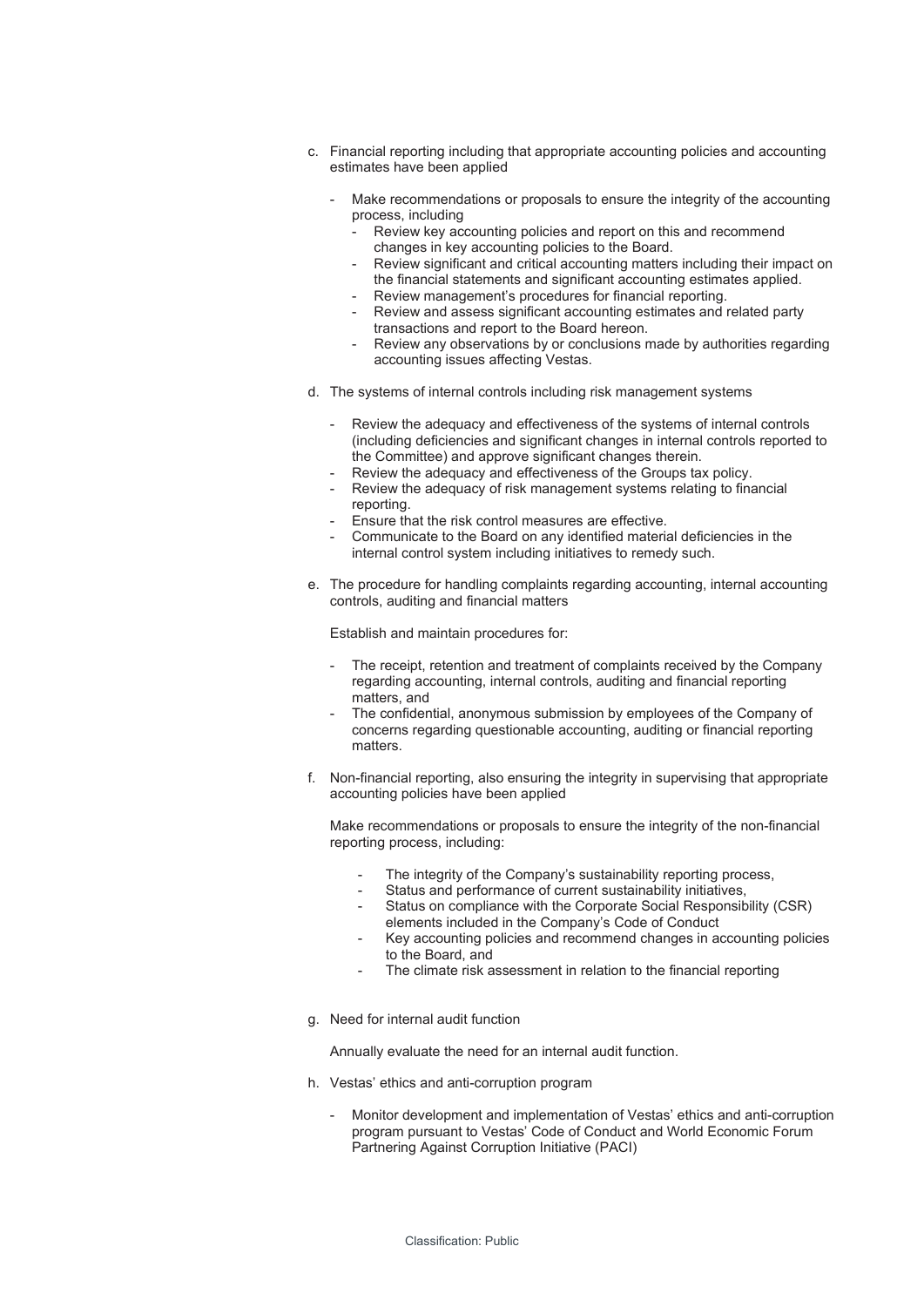c. Financial reporting including that appropriate accounting policies and accounting estimates have been applied

   - Make recommendations or proposals to ensure the integrity of the accounting process, including
     - Review key accounting policies and report on this and recommend changes in key accounting policies to the Board.
     - Review significant and critical accounting matters including their impact on the financial statements and significant accounting estimates applied.
     - Review management's procedures for financial reporting.
     - Review and assess significant accounting estimates and related party transactions and report to the Board hereon.
     - Review any observations by or conclusions made by authorities regarding accounting issues affecting Vestas.

d. The systems of internal controls including risk management systems

   - Review the adequacy and effectiveness of the systems of internal controls (including deficiencies and significant changes in internal controls reported to the Committee) and approve significant changes therein.
   - Review the adequacy and effectiveness of the Groups tax policy.
   - Review the adequacy of risk management systems relating to financial reporting.
   - Ensure that the risk control measures are effective.
   - Communicate to the Board on any identified material deficiencies in the internal control system including initiatives to remedy such.

e. The procedure for handling complaints regarding accounting, internal accounting controls, auditing and financial matters

   Establish and maintain procedures for:

   - The receipt, retention and treatment of complaints received by the Company regarding accounting, internal controls, auditing and financial reporting matters, and
   - The confidential, anonymous submission by employees of the Company of concerns regarding questionable accounting, auditing or financial reporting matters.

f. Non-financial reporting, also ensuring the integrity in supervising that appropriate accounting policies have been applied

   Make recommendations or proposals to ensure the integrity of the non-financial reporting process, including:

   - The integrity of the Company's sustainability reporting process,
   - Status and performance of current sustainability initiatives,
   - Status on compliance with the Corporate Social Responsibility (CSR) elements included in the Company's Code of Conduct
   - Key accounting policies and recommend changes in accounting policies to the Board, and
   - The climate risk assessment in relation to the financial reporting

g. Need for internal audit function

   Annually evaluate the need for an internal audit function.

h. Vestas' ethics and anti-corruption program

   - Monitor development and implementation of Vestas' ethics and anti-corruption program pursuant to Vestas' Code of Conduct and World Economic Forum Partnering Against Corruption Initiative (PACI)

Classification: Public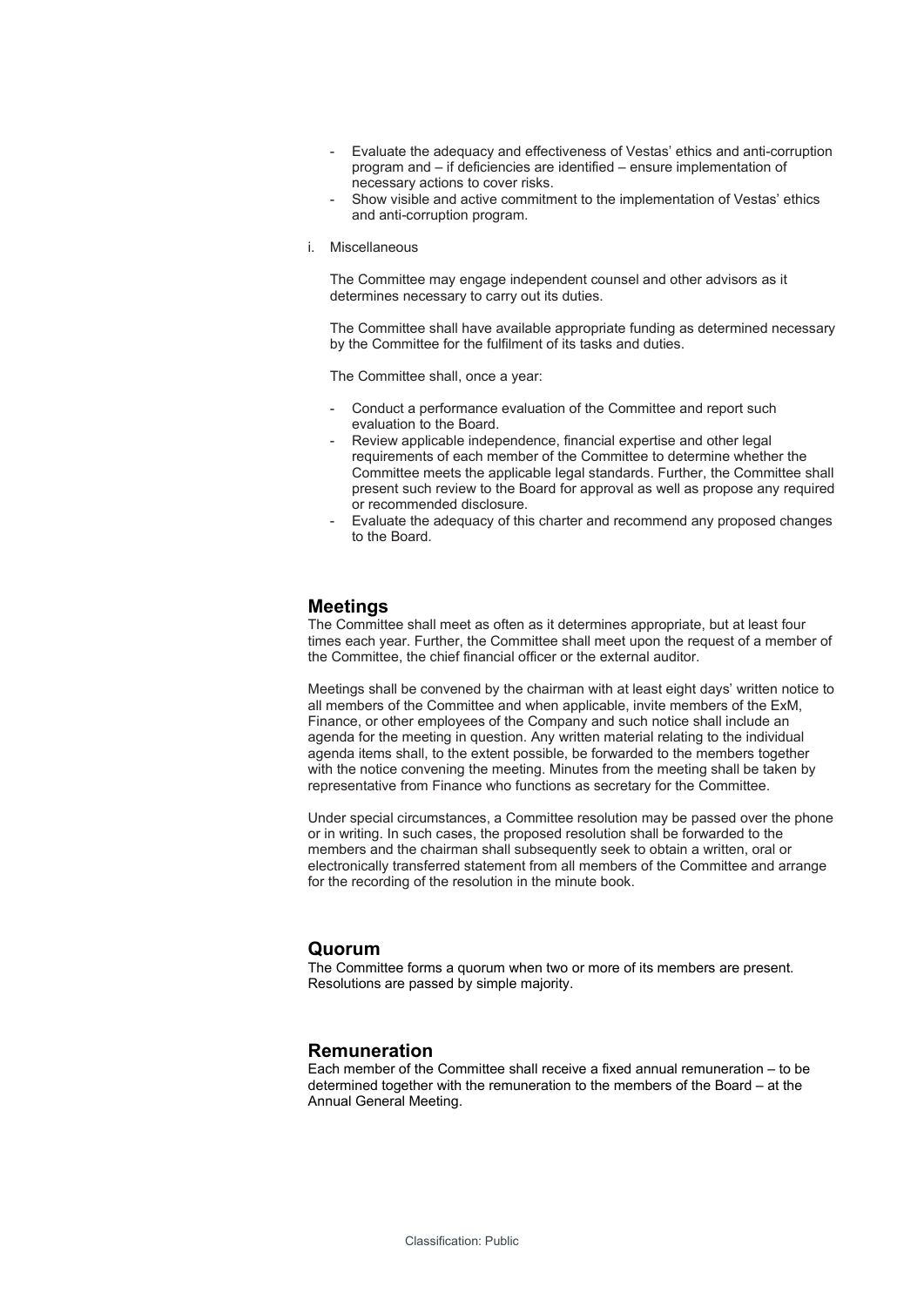- Evaluate the adequacy and effectiveness of Vestas' ethics and anti-corruption program and – if deficiencies are identified – ensure implementation of necessary actions to cover risks.
- Show visible and active commitment to the implementation of Vestas' ethics and anti-corruption program.

i. Miscellaneous

The Committee may engage independent counsel and other advisors as it determines necessary to carry out its duties.

The Committee shall have available appropriate funding as determined necessary by the Committee for the fulfilment of its tasks and duties.

The Committee shall, once a year:

- Conduct a performance evaluation of the Committee and report such evaluation to the Board.
- Review applicable independence, financial expertise and other legal requirements of each member of the Committee to determine whether the Committee meets the applicable legal standards. Further, the Committee shall present such review to the Board for approval as well as propose any required or recommended disclosure.
- Evaluate the adequacy of this charter and recommend any proposed changes to the Board.

## Meetings

The Committee shall meet as often as it determines appropriate, but at least four times each year. Further, the Committee shall meet upon the request of a member of the Committee, the chief financial officer or the external auditor.

Meetings shall be convened by the chairman with at least eight days' written notice to all members of the Committee and when applicable, invite members of the ExM, Finance, or other employees of the Company and such notice shall include an agenda for the meeting in question. Any written material relating to the individual agenda items shall, to the extent possible, be forwarded to the members together with the notice convening the meeting. Minutes from the meeting shall be taken by representative from Finance who functions as secretary for the Committee.

Under special circumstances, a Committee resolution may be passed over the phone or in writing. In such cases, the proposed resolution shall be forwarded to the members and the chairman shall subsequently seek to obtain a written, oral or electronically transferred statement from all members of the Committee and arrange for the recording of the resolution in the minute book.

## Quorum

The Committee forms a quorum when two or more of its members are present. Resolutions are passed by simple majority.

## Remuneration

Each member of the Committee shall receive a fixed annual remuneration – to be determined together with the remuneration to the members of the Board – at the Annual General Meeting.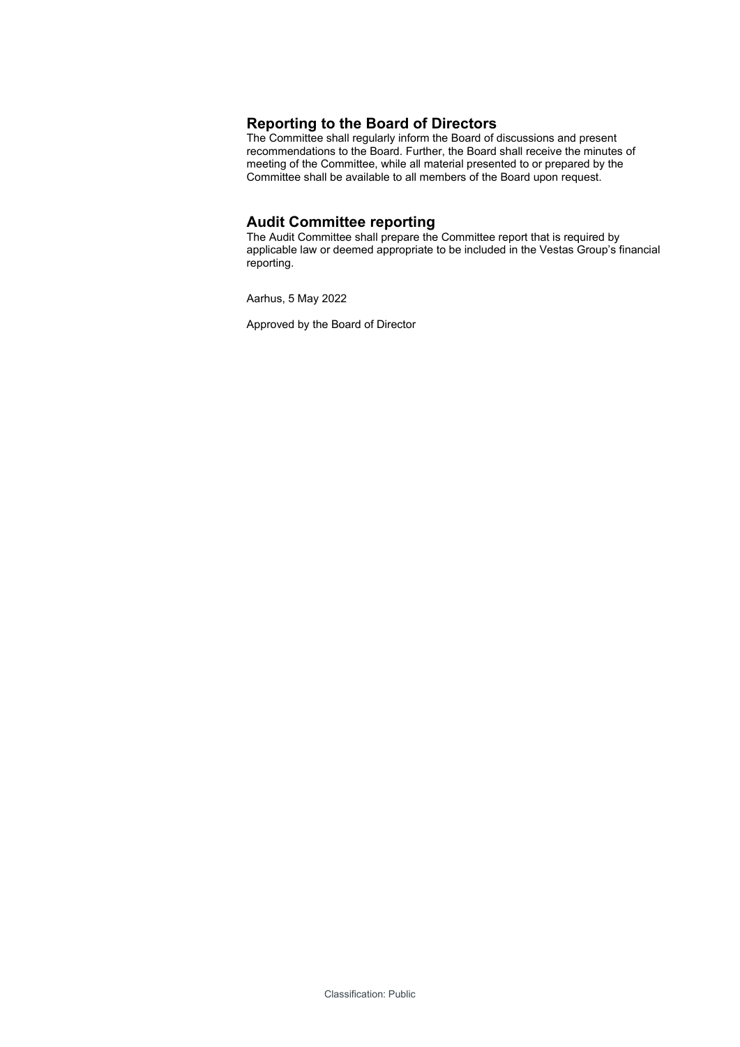## Reporting to the Board of Directors

The Committee shall regularly inform the Board of discussions and present recommendations to the Board. Further, the Board shall receive the minutes of meeting of the Committee, while all material presented to or prepared by the Committee shall be available to all members of the Board upon request.

## Audit Committee reporting

The Audit Committee shall prepare the Committee report that is required by applicable law or deemed appropriate to be included in the Vestas Group's financial reporting.

Aarhus, 5 May 2022

Approved by the Board of Director